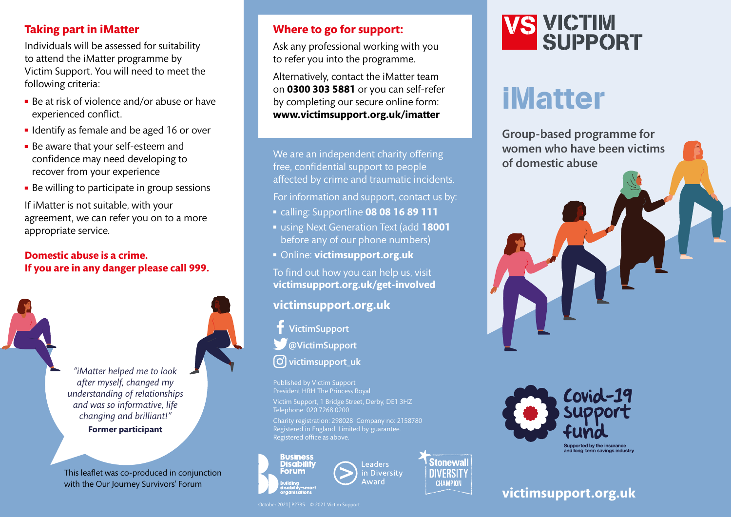## Taking part in iMatter

Individuals will be assessed for suitability to attend the iMatter programme by Victim Support. You will need to meet the following criteria:

- Be at risk of violence and/or abuse or have experienced conflict.
- Identify as female and be aged 16 or over
- Be aware that your self-esteem and confidence may need developing to recover from your experience
- Be willing to participate in group sessions

If iMatter is not suitable, with your agreement, we can refer you on to a more appropriate service.

**Domestic abuse is a crime.**
**If you are in any danger please call 999.**

*"iMatter helped me to look after myself, changed my understanding of relationships and was so informative, life changing and brilliant!"*

**Former participant**

This leaflet was co-produced in conjunction with the Our Journey Survivors' Forum

## Where to go for support:

Ask any professional working with you to refer you into the programme.

Alternatively, contact the iMatter team on **0300 303 5881** or you can self-refer by completing our secure online form: **www.victimsupport.org.uk/imatter**

We are an independent charity offering free, confidential support to people affected by crime and traumatic incidents.

For information and support, contact us by:

- calling: Supportline **08 08 16 89 111**
- using Next Generation Text (add **18001** before any of our phone numbers)
- Online: **victimsupport.org.uk**

To find out how you can help us, visit **victimsupport.org.uk/get-involved**

**victimsupport.org.uk**

VictimSupport
@VictimSupport
victimsupport_uk

Published by Victim Support
President HRH The Princess Royal

Victim Support, 1 Bridge Street, Derby, DE1 3HZ
Telephone: 020 7268 0200

Charity registration: 298028 Company no: 2158780
Registered in England. Limited by guarantee.
Registered office as above.

Business Disability Forum – Building disability-smart organisations
Leaders in Diversity Award
Stonewall Diversity Champion

October 2021 | P2735 © 2021 Victim Support

# VICTIM SUPPORT

# iMatter

**Group-based programme for women who have been victims of domestic abuse**

Covid-19 support fund
Supported by the insurance and long-term savings industry

**victimsupport.org.uk**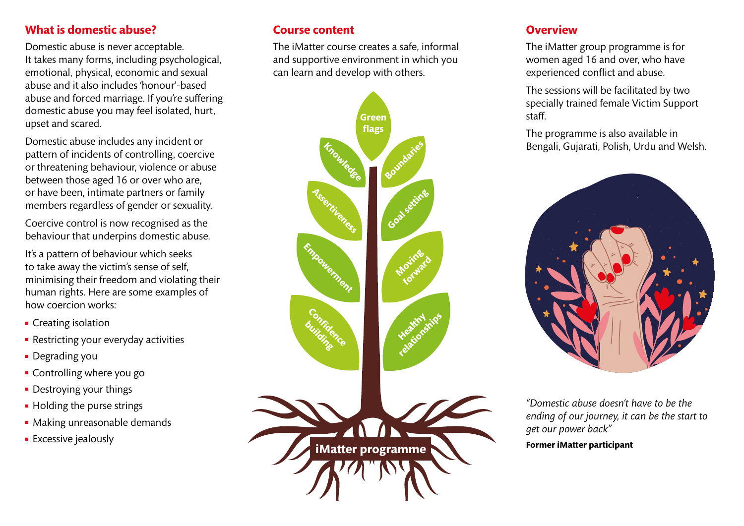## What is domestic abuse?

Domestic abuse is never acceptable. It takes many forms, including psychological, emotional, physical, economic and sexual abuse and it also includes 'honour'-based abuse and forced marriage. If you're suffering domestic abuse you may feel isolated, hurt, upset and scared.

Domestic abuse includes any incident or pattern of incidents of controlling, coercive or threatening behaviour, violence or abuse between those aged 16 or over who are, or have been, intimate partners or family members regardless of gender or sexuality.

Coercive control is now recognised as the behaviour that underpins domestic abuse.

It's a pattern of behaviour which seeks to take away the victim's sense of self, minimising their freedom and violating their human rights. Here are some examples of how coercion works:

- Creating isolation
- Restricting your everyday activities
- Degrading you
- Controlling where you go
- Destroying your things
- Holding the purse strings
- Making unreasonable demands
- Excessive jealously

## Course content

The iMatter course creates a safe, informal and supportive environment in which you can learn and develop with others.

Green flags

Knowledge

Boundaries

Assertiveness

Goal setting

Empowerment

Moving forward

Confidence building

Healthy relationships

iMatter programme

## Overview

The iMatter group programme is for women aged 16 and over, who have experienced conflict and abuse.

The sessions will be facilitated by two specially trained female Victim Support staff.

The programme is also available in Bengali, Gujarati, Polish, Urdu and Welsh.

*"Domestic abuse doesn't have to be the ending of our journey, it can be the start to get our power back"*

**Former iMatter participant**